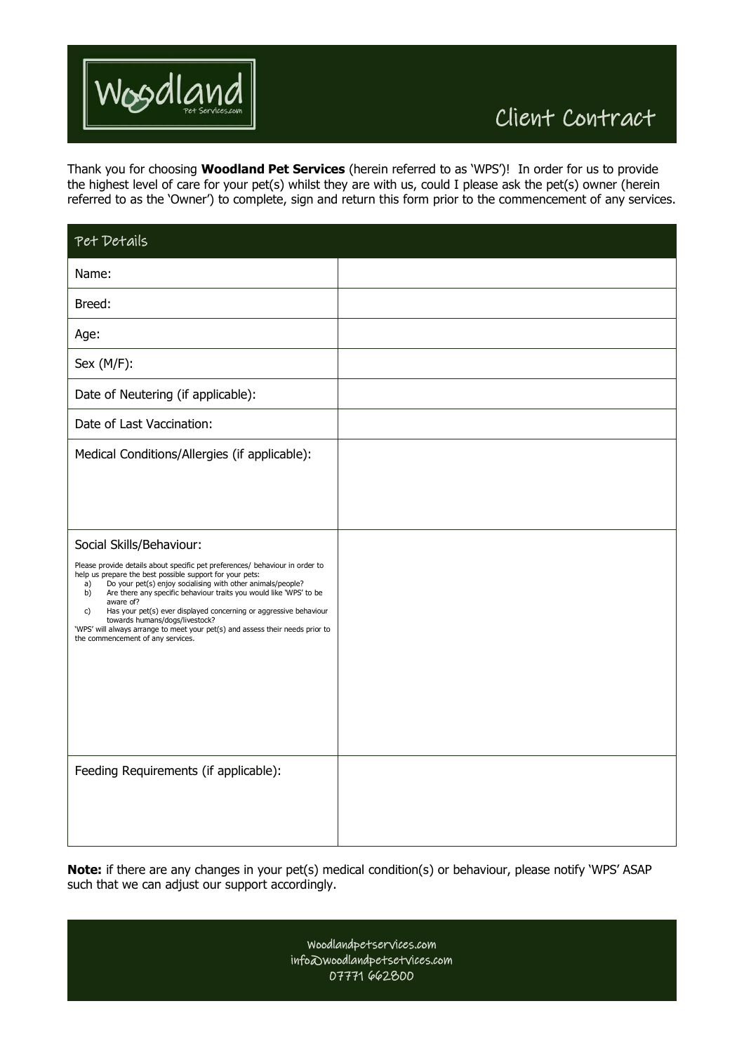# Woodland

Pet Services.com

## Client Contract

Thank you for choosing **Woodland Pet Services** (herein referred to as 'WPS')! In order for us to provide the highest level of care for your pet(s) whilst they are with us, could I please ask the pet(s) owner (herein referred to as the 'Owner') to complete, sign and return this form prior to the commencement of any services.

| Pet Details | |
|---|---|
| Name: | |
| Breed: | |
| Age: | |
| Sex (M/F): | |
| Date of Neutering (if applicable): | |
| Date of Last Vaccination: | |
| Medical Conditions/Allergies (if applicable): | |
| Social Skills/Behaviour:<br><br>Please provide details about specific pet preferences/ behaviour in order to help us prepare the best possible support for your pets:<br>a) Do your pet(s) enjoy socialising with other animals/people?<br>b) Are there any specific behaviour traits you would like 'WPS' to be aware of?<br>c) Has your pet(s) ever displayed concerning or aggressive behaviour towards humans/dogs/livestock?<br>'WPS' will always arrange to meet your pet(s) and assess their needs prior to the commencement of any services. | |
| Feeding Requirements (if applicable): | |

**Note:** if there are any changes in your pet(s) medical condition(s) or behaviour, please notify 'WPS' ASAP such that we can adjust our support accordingly.

Woodlandpetservices.com
info@woodlandpetsetvices.com
07771 662800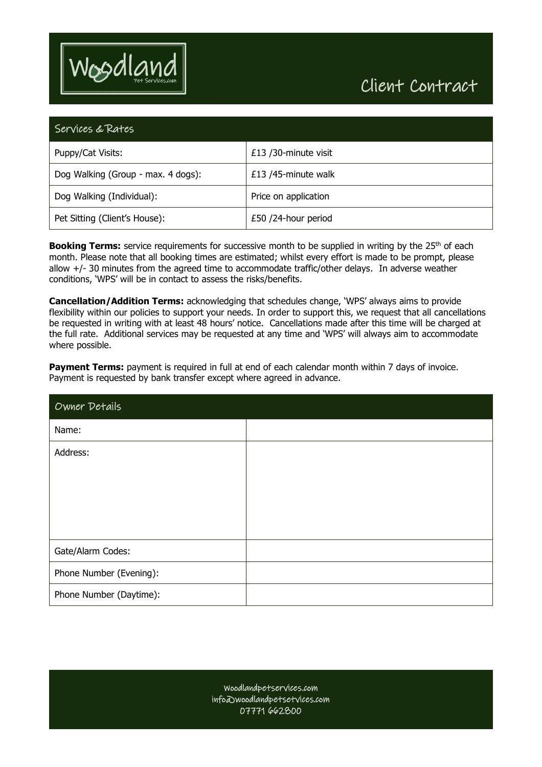# Woodland Pet Services.com

## Client Contract

| Services & Rates | |
|---|---|
| Puppy/Cat Visits: | £13 /30-minute visit |
| Dog Walking (Group - max. 4 dogs): | £13 /45-minute walk |
| Dog Walking (Individual): | Price on application |
| Pet Sitting (Client's House): | £50 /24-hour period |

**Booking Terms:** service requirements for successive month to be supplied in writing by the 25th of each month. Please note that all booking times are estimated; whilst every effort is made to be prompt, please allow +/- 30 minutes from the agreed time to accommodate traffic/other delays. In adverse weather conditions, 'WPS' will be in contact to assess the risks/benefits.

**Cancellation/Addition Terms:** acknowledging that schedules change, 'WPS' always aims to provide flexibility within our policies to support your needs. In order to support this, we request that all cancellations be requested in writing with at least 48 hours' notice. Cancellations made after this time will be charged at the full rate. Additional services may be requested at any time and 'WPS' will always aim to accommodate where possible.

**Payment Terms:** payment is required in full at end of each calendar month within 7 days of invoice. Payment is requested by bank transfer except where agreed in advance.

| Owner Details | |
|---|---|
| Name: | |
| Address: | |
| Gate/Alarm Codes: | |
| Phone Number (Evening): | |
| Phone Number (Daytime): | |

woodlandpetservices.com
info@woodlandpetsetvices.com
07771 662800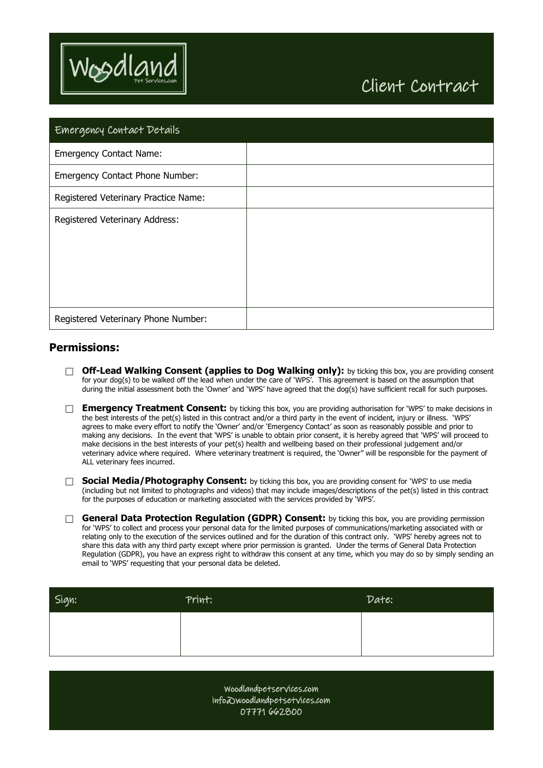Woodland Pet Services.com

# Client Contract

| Emergency Contact Details | |
| --- | --- |
| Emergency Contact Name: | |
| Emergency Contact Phone Number: | |
| Registered Veterinary Practice Name: | |
| Registered Veterinary Address: | |
| Registered Veterinary Phone Number: | |

## Permissions:

- ☐ **Off-Lead Walking Consent (applies to Dog Walking only):** by ticking this box, you are providing consent for your dog(s) to be walked off the lead when under the care of 'WPS'. This agreement is based on the assumption that during the initial assessment both the 'Owner' and 'WPS' have agreed that the dog(s) have sufficient recall for such purposes.
- ☐ **Emergency Treatment Consent:** by ticking this box, you are providing authorisation for 'WPS' to make decisions in the best interests of the pet(s) listed in this contract and/or a third party in the event of incident, injury or illness. 'WPS' agrees to make every effort to notify the 'Owner' and/or 'Emergency Contact' as soon as reasonably possible and prior to making any decisions. In the event that 'WPS' is unable to obtain prior consent, it is hereby agreed that 'WPS' will proceed to make decisions in the best interests of your pet(s) health and wellbeing based on their professional judgement and/or veterinary advice where required. Where veterinary treatment is required, the 'Owner" will be responsible for the payment of ALL veterinary fees incurred.
- ☐ **Social Media/Photography Consent:** by ticking this box, you are providing consent for 'WPS' to use media (including but not limited to photographs and videos) that may include images/descriptions of the pet(s) listed in this contract for the purposes of education or marketing associated with the services provided by 'WPS'.
- ☐ **General Data Protection Regulation (GDPR) Consent:** by ticking this box, you are providing permission for 'WPS' to collect and process your personal data for the limited purposes of communications/marketing associated with or relating only to the execution of the services outlined and for the duration of this contract only. 'WPS' hereby agrees not to share this data with any third party except where prior permission is granted. Under the terms of General Data Protection Regulation (GDPR), you have an express right to withdraw this consent at any time, which you may do so by simply sending an email to 'WPS' requesting that your personal data be deleted.

| Sign: | Print: | Date: |
| --- | --- | --- |
| | | |

Woodlandpetservices.com
info@woodlandpetsetvices.com
07771 662800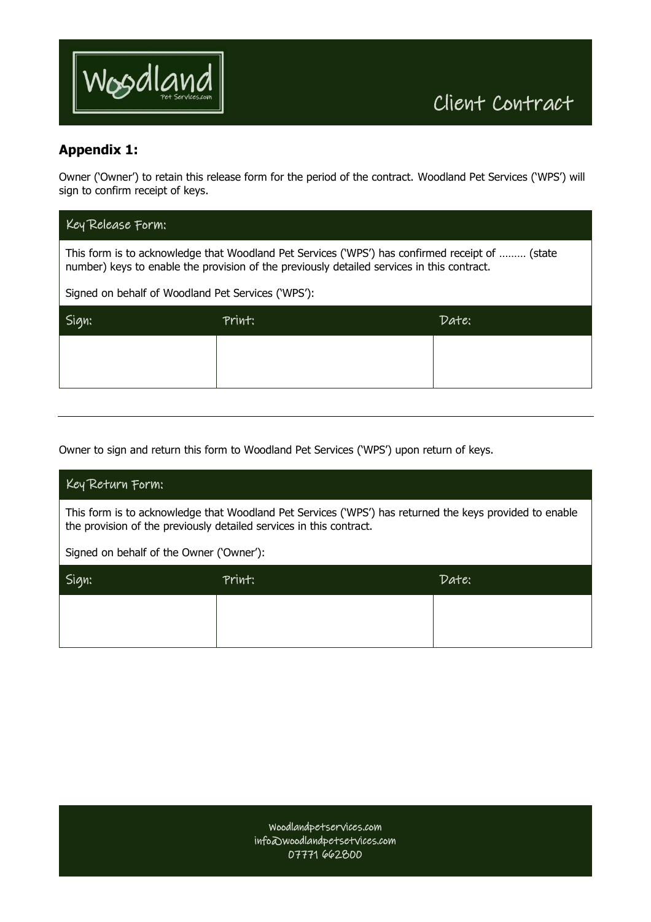## Appendix 1:

Owner ('Owner') to retain this release form for the period of the contract. Woodland Pet Services ('WPS') will sign to confirm receipt of keys.

### Key Release Form:

This form is to acknowledge that Woodland Pet Services ('WPS') has confirmed receipt of ……… (state number) keys to enable the provision of the previously detailed services in this contract.

Signed on behalf of Woodland Pet Services ('WPS'):

| Sign: | Print: | Date: |
|---|---|---|
| | | |

---

Owner to sign and return this form to Woodland Pet Services ('WPS') upon return of keys.

### Key Return Form:

This form is to acknowledge that Woodland Pet Services ('WPS') has returned the keys provided to enable the provision of the previously detailed services in this contract.

Signed on behalf of the Owner ('Owner'):

| Sign: | Print: | Date: |
|---|---|---|
| | | |